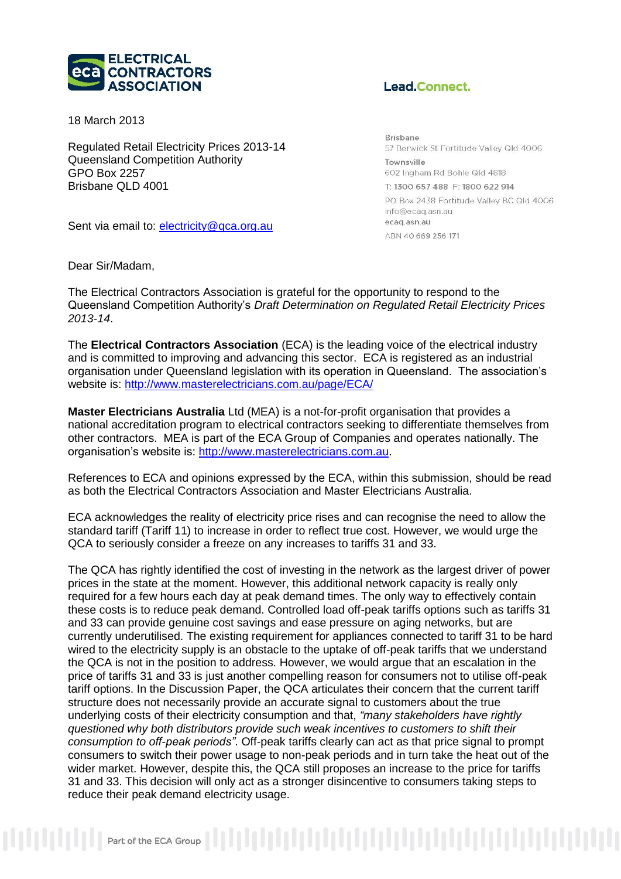**ELECTRICAL CONTRACTORS ASSOCIATION**

Lead.Connect.

18 March 2013

Regulated Retail Electricity Prices 2013-14
Queensland Competition Authority
GPO Box 2257
Brisbane QLD 4001

Sent via email to: electricity@qca.org.au

Brisbane
57 Berwick St Fortitude Valley Qld 4006
Townsville
602 Ingham Rd Bohle Qld 4818
T: 1300 657 488 F: 1800 622 914
PO Box 2438 Fortitude Valley BC Qld 4006
info@ecaq.asn.au
ecaq.asn.au
ABN 40 669 256 171

Dear Sir/Madam,

The Electrical Contractors Association is grateful for the opportunity to respond to the Queensland Competition Authority's *Draft Determination on Regulated Retail Electricity Prices 2013-14*.

The **Electrical Contractors Association** (ECA) is the leading voice of the electrical industry and is committed to improving and advancing this sector. ECA is registered as an industrial organisation under Queensland legislation with its operation in Queensland. The association's website is: http://www.masterelectricians.com.au/page/ECA/

**Master Electricians Australia** Ltd (MEA) is a not-for-profit organisation that provides a national accreditation program to electrical contractors seeking to differentiate themselves from other contractors. MEA is part of the ECA Group of Companies and operates nationally. The organisation's website is: http://www.masterelectricians.com.au.

References to ECA and opinions expressed by the ECA, within this submission, should be read as both the Electrical Contractors Association and Master Electricians Australia.

ECA acknowledges the reality of electricity price rises and can recognise the need to allow the standard tariff (Tariff 11) to increase in order to reflect true cost. However, we would urge the QCA to seriously consider a freeze on any increases to tariffs 31 and 33.

The QCA has rightly identified the cost of investing in the network as the largest driver of power prices in the state at the moment. However, this additional network capacity is really only required for a few hours each day at peak demand times. The only way to effectively contain these costs is to reduce peak demand. Controlled load off-peak tariffs options such as tariffs 31 and 33 can provide genuine cost savings and ease pressure on aging networks, but are currently underutilised. The existing requirement for appliances connected to tariff 31 to be hard wired to the electricity supply is an obstacle to the uptake of off-peak tariffs that we understand the QCA is not in the position to address. However, we would argue that an escalation in the price of tariffs 31 and 33 is just another compelling reason for consumers not to utilise off-peak tariff options. In the Discussion Paper, the QCA articulates their concern that the current tariff structure does not necessarily provide an accurate signal to customers about the true underlying costs of their electricity consumption and that, *"many stakeholders have rightly questioned why both distributors provide such weak incentives to customers to shift their consumption to off-peak periods".* Off-peak tariffs clearly can act as that price signal to prompt consumers to switch their power usage to non-peak periods and in turn take the heat out of the wider market. However, despite this, the QCA still proposes an increase to the price for tariffs 31 and 33. This decision will only act as a stronger disincentive to consumers taking steps to reduce their peak demand electricity usage.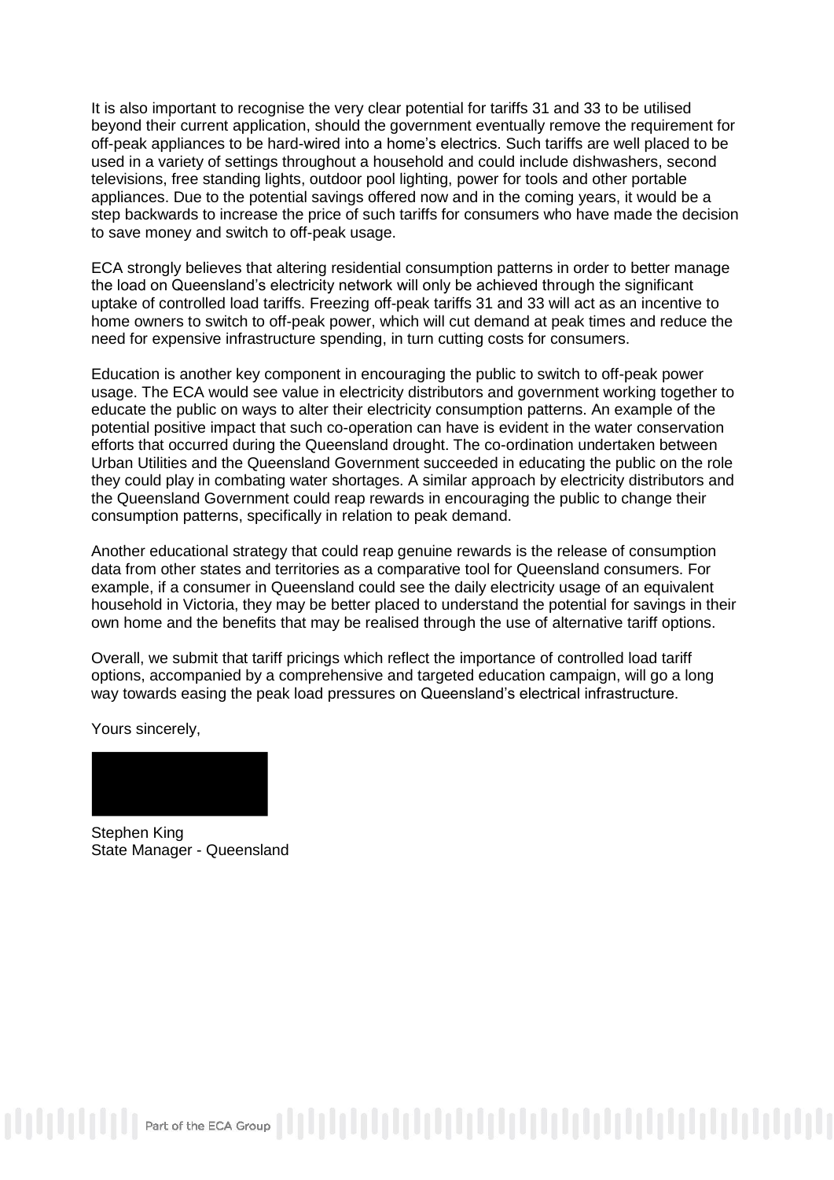It is also important to recognise the very clear potential for tariffs 31 and 33 to be utilised beyond their current application, should the government eventually remove the requirement for off-peak appliances to be hard-wired into a home's electrics. Such tariffs are well placed to be used in a variety of settings throughout a household and could include dishwashers, second televisions, free standing lights, outdoor pool lighting, power for tools and other portable appliances. Due to the potential savings offered now and in the coming years, it would be a step backwards to increase the price of such tariffs for consumers who have made the decision to save money and switch to off-peak usage.

ECA strongly believes that altering residential consumption patterns in order to better manage the load on Queensland's electricity network will only be achieved through the significant uptake of controlled load tariffs. Freezing off-peak tariffs 31 and 33 will act as an incentive to home owners to switch to off-peak power, which will cut demand at peak times and reduce the need for expensive infrastructure spending, in turn cutting costs for consumers.

Education is another key component in encouraging the public to switch to off-peak power usage. The ECA would see value in electricity distributors and government working together to educate the public on ways to alter their electricity consumption patterns. An example of the potential positive impact that such co-operation can have is evident in the water conservation efforts that occurred during the Queensland drought. The co-ordination undertaken between Urban Utilities and the Queensland Government succeeded in educating the public on the role they could play in combating water shortages. A similar approach by electricity distributors and the Queensland Government could reap rewards in encouraging the public to change their consumption patterns, specifically in relation to peak demand.

Another educational strategy that could reap genuine rewards is the release of consumption data from other states and territories as a comparative tool for Queensland consumers. For example, if a consumer in Queensland could see the daily electricity usage of an equivalent household in Victoria, they may be better placed to understand the potential for savings in their own home and the benefits that may be realised through the use of alternative tariff options.

Overall, we submit that tariff pricings which reflect the importance of controlled load tariff options, accompanied by a comprehensive and targeted education campaign, will go a long way towards easing the peak load pressures on Queensland's electrical infrastructure.

Yours sincerely,

Stephen King
State Manager - Queensland